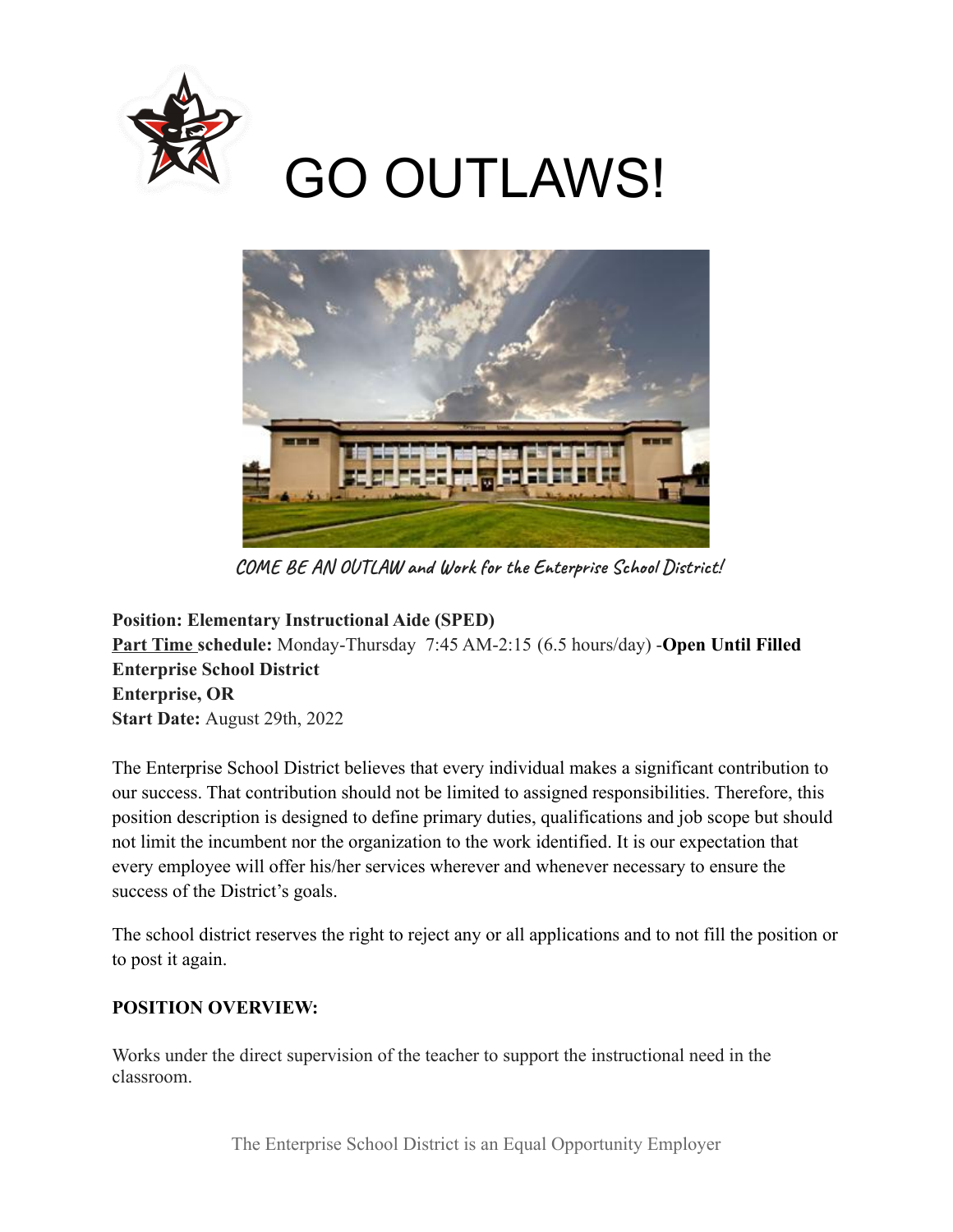# GO OUTLAWS!

*COME BE AN OUTLAW and Work for the Enterprise School District!*

**Position: Elementary Instructional Aide (SPED)**
**Part Time schedule:** Monday-Thursday 7:45 AM-2:15 (6.5 hours/day) -**Open Until Filled**
**Enterprise School District**
**Enterprise, OR**
**Start Date:** August 29th, 2022

The Enterprise School District believes that every individual makes a significant contribution to our success. That contribution should not be limited to assigned responsibilities. Therefore, this position description is designed to define primary duties, qualifications and job scope but should not limit the incumbent nor the organization to the work identified. It is our expectation that every employee will offer his/her services wherever and whenever necessary to ensure the success of the District's goals.

The school district reserves the right to reject any or all applications and to not fill the position or to post it again.

**POSITION OVERVIEW:**

Works under the direct supervision of the teacher to support the instructional need in the classroom.

The Enterprise School District is an Equal Opportunity Employer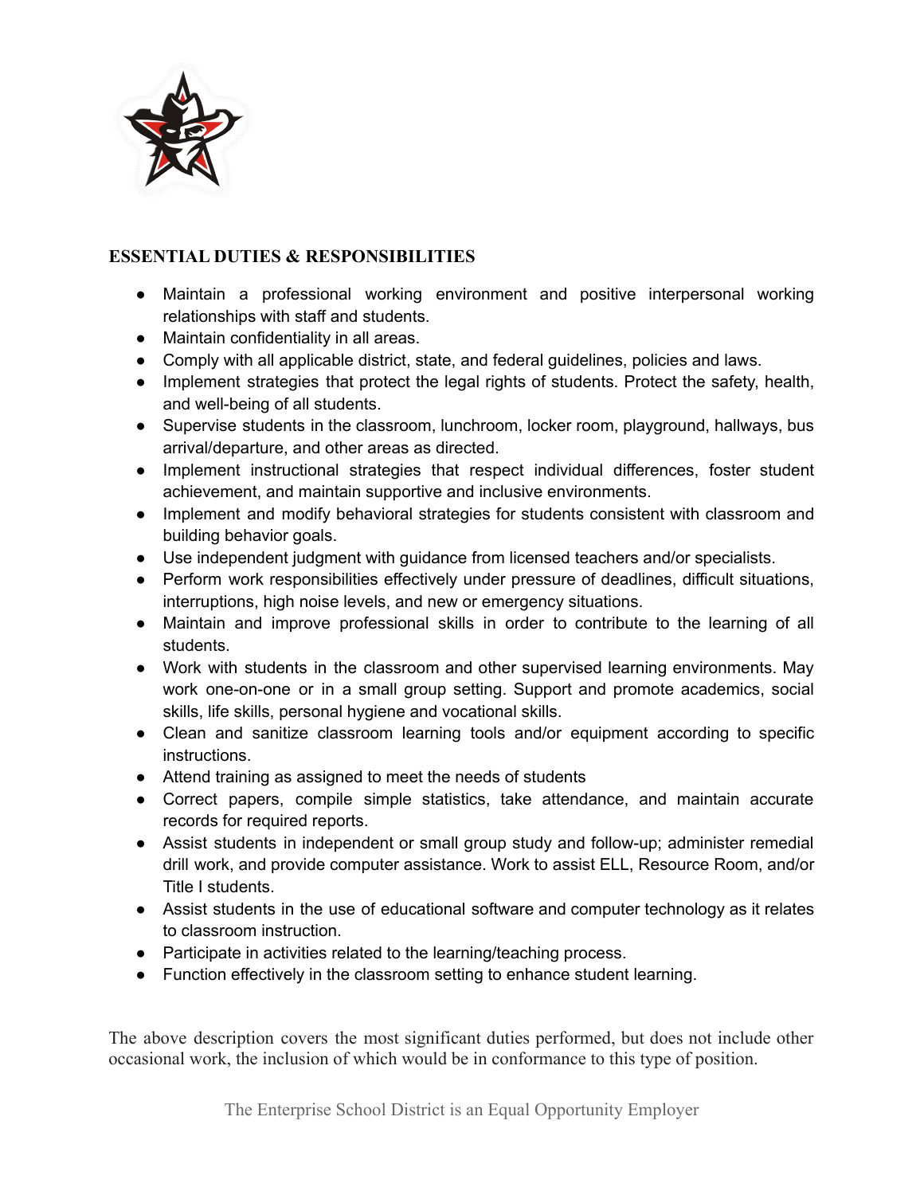## ESSENTIAL DUTIES & RESPONSIBILITIES

- Maintain a professional working environment and positive interpersonal working relationships with staff and students.
- Maintain confidentiality in all areas.
- Comply with all applicable district, state, and federal guidelines, policies and laws.
- Implement strategies that protect the legal rights of students. Protect the safety, health, and well-being of all students.
- Supervise students in the classroom, lunchroom, locker room, playground, hallways, bus arrival/departure, and other areas as directed.
- Implement instructional strategies that respect individual differences, foster student achievement, and maintain supportive and inclusive environments.
- Implement and modify behavioral strategies for students consistent with classroom and building behavior goals.
- Use independent judgment with guidance from licensed teachers and/or specialists.
- Perform work responsibilities effectively under pressure of deadlines, difficult situations, interruptions, high noise levels, and new or emergency situations.
- Maintain and improve professional skills in order to contribute to the learning of all students.
- Work with students in the classroom and other supervised learning environments. May work one-on-one or in a small group setting. Support and promote academics, social skills, life skills, personal hygiene and vocational skills.
- Clean and sanitize classroom learning tools and/or equipment according to specific instructions.
- Attend training as assigned to meet the needs of students
- Correct papers, compile simple statistics, take attendance, and maintain accurate records for required reports.
- Assist students in independent or small group study and follow-up; administer remedial drill work, and provide computer assistance. Work to assist ELL, Resource Room, and/or Title I students.
- Assist students in the use of educational software and computer technology as it relates to classroom instruction.
- Participate in activities related to the learning/teaching process.
- Function effectively in the classroom setting to enhance student learning.

The above description covers the most significant duties performed, but does not include other occasional work, the inclusion of which would be in conformance to this type of position.

The Enterprise School District is an Equal Opportunity Employer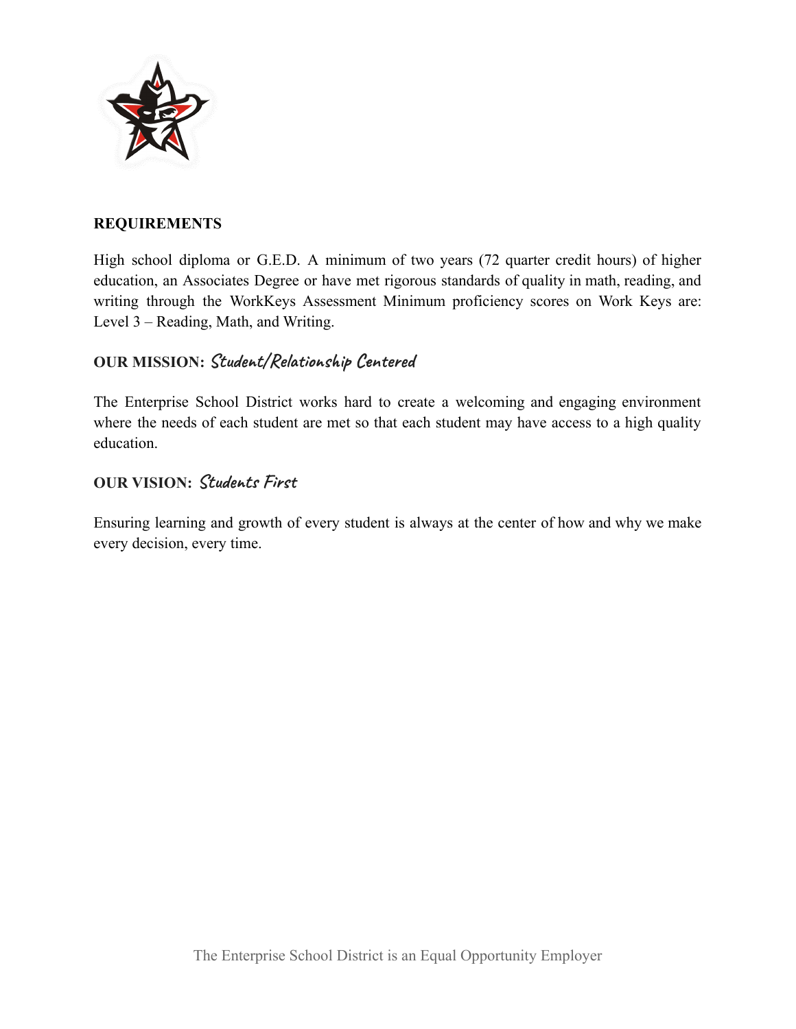**REQUIREMENTS**

High school diploma or G.E.D. A minimum of two years (72 quarter credit hours) of higher education, an Associates Degree or have met rigorous standards of quality in math, reading, and writing through the WorkKeys Assessment Minimum proficiency scores on Work Keys are: Level 3 – Reading, Math, and Writing.

**OUR MISSION:** *Student/Relationship Centered*

The Enterprise School District works hard to create a welcoming and engaging environment where the needs of each student are met so that each student may have access to a high quality education.

**OUR VISION:** *Students First*

Ensuring learning and growth of every student is always at the center of how and why we make every decision, every time.

The Enterprise School District is an Equal Opportunity Employer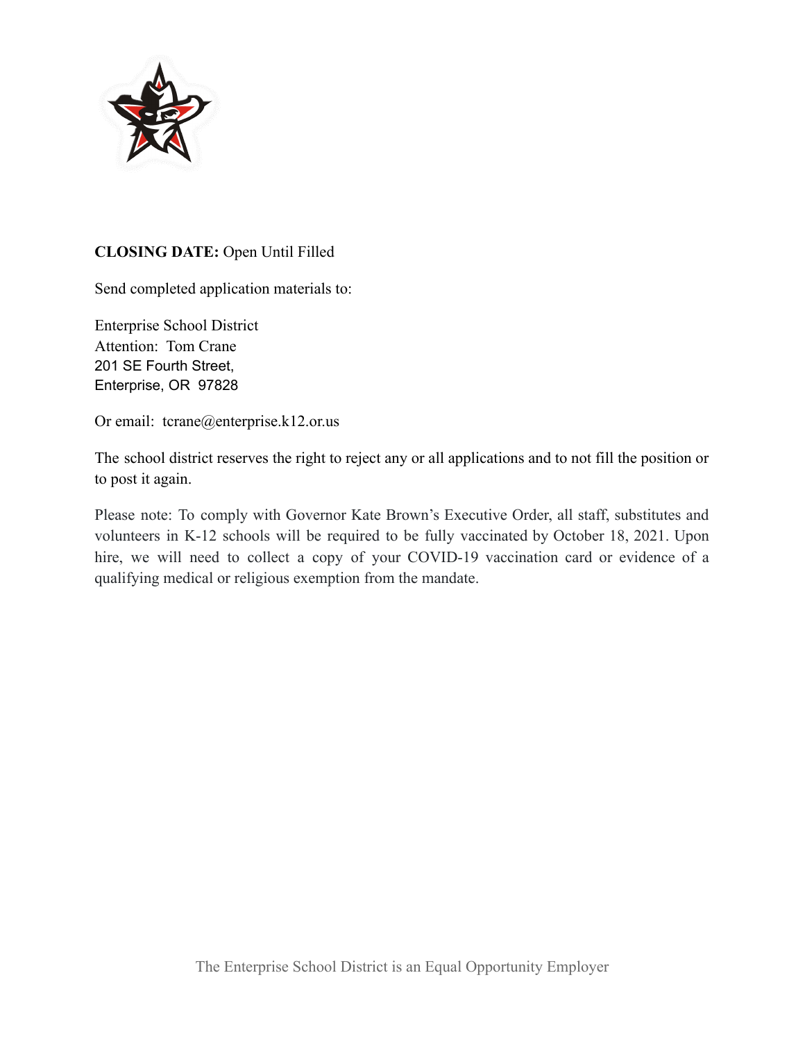**CLOSING DATE:** Open Until Filled

Send completed application materials to:

Enterprise School District
Attention: Tom Crane
201 SE Fourth Street,
Enterprise, OR 97828

Or email: tcrane@enterprise.k12.or.us

The school district reserves the right to reject any or all applications and to not fill the position or to post it again.

Please note: To comply with Governor Kate Brown's Executive Order, all staff, substitutes and volunteers in K-12 schools will be required to be fully vaccinated by October 18, 2021. Upon hire, we will need to collect a copy of your COVID-19 vaccination card or evidence of a qualifying medical or religious exemption from the mandate.

The Enterprise School District is an Equal Opportunity Employer